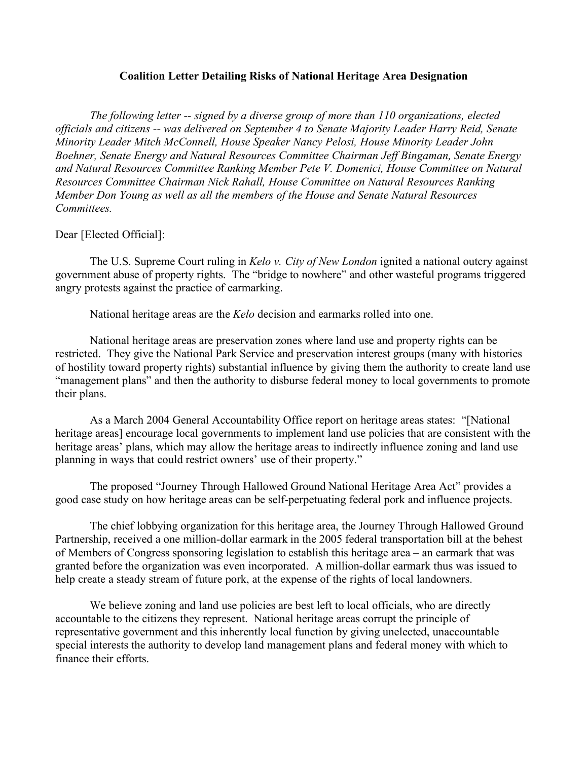**Coalition Letter Detailing Risks of National Heritage Area Designation**

*The following letter -- signed by a diverse group of more than 110 organizations, elected officials and citizens -- was delivered on September 4 to Senate Majority Leader Harry Reid, Senate Minority Leader Mitch McConnell, House Speaker Nancy Pelosi, House Minority Leader John Boehner, Senate Energy and Natural Resources Committee Chairman Jeff Bingaman, Senate Energy and Natural Resources Committee Ranking Member Pete V. Domenici, House Committee on Natural Resources Committee Chairman Nick Rahall, House Committee on Natural Resources Ranking Member Don Young as well as all the members of the House and Senate Natural Resources Committees.*

Dear [Elected Official]:

The U.S. Supreme Court ruling in *Kelo v. City of New London* ignited a national outcry against government abuse of property rights. The "bridge to nowhere" and other wasteful programs triggered angry protests against the practice of earmarking.

National heritage areas are the *Kelo* decision and earmarks rolled into one.

National heritage areas are preservation zones where land use and property rights can be restricted. They give the National Park Service and preservation interest groups (many with histories of hostility toward property rights) substantial influence by giving them the authority to create land use "management plans" and then the authority to disburse federal money to local governments to promote their plans.

As a March 2004 General Accountability Office report on heritage areas states: "[National heritage areas] encourage local governments to implement land use policies that are consistent with the heritage areas' plans, which may allow the heritage areas to indirectly influence zoning and land use planning in ways that could restrict owners' use of their property."

The proposed "Journey Through Hallowed Ground National Heritage Area Act" provides a good case study on how heritage areas can be self-perpetuating federal pork and influence projects.

The chief lobbying organization for this heritage area, the Journey Through Hallowed Ground Partnership, received a one million-dollar earmark in the 2005 federal transportation bill at the behest of Members of Congress sponsoring legislation to establish this heritage area – an earmark that was granted before the organization was even incorporated. A million-dollar earmark thus was issued to help create a steady stream of future pork, at the expense of the rights of local landowners.

We believe zoning and land use policies are best left to local officials, who are directly accountable to the citizens they represent. National heritage areas corrupt the principle of representative government and this inherently local function by giving unelected, unaccountable special interests the authority to develop land management plans and federal money with which to finance their efforts.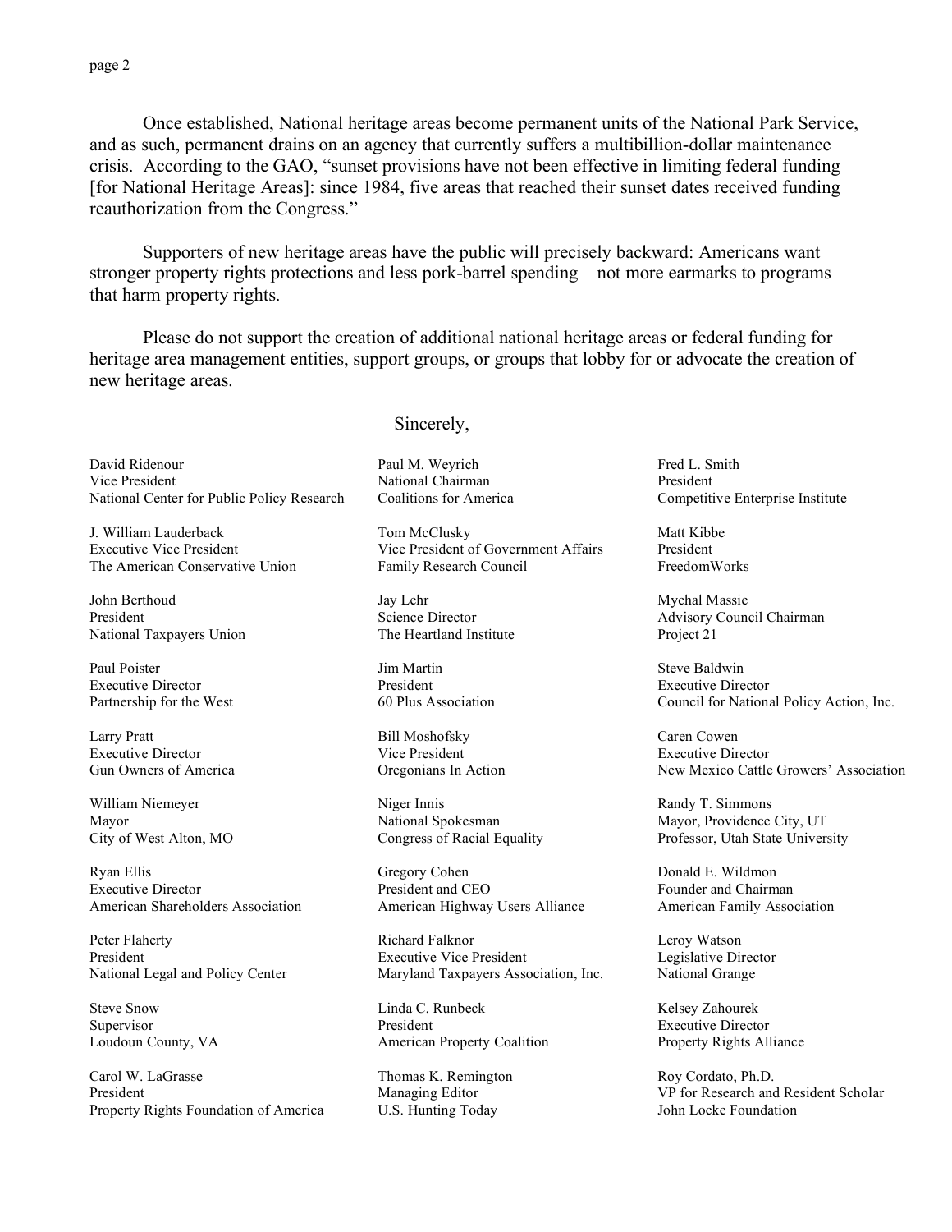Once established, National heritage areas become permanent units of the National Park Service, and as such, permanent drains on an agency that currently suffers a multibillion-dollar maintenance crisis. According to the GAO, "sunset provisions have not been effective in limiting federal funding [for National Heritage Areas]: since 1984, five areas that reached their sunset dates received funding reauthorization from the Congress."

Supporters of new heritage areas have the public will precisely backward: Americans want stronger property rights protections and less pork-barrel spending – not more earmarks to programs that harm property rights.

Please do not support the creation of additional national heritage areas or federal funding for heritage area management entities, support groups, or groups that lobby for or advocate the creation of new heritage areas.

Sincerely,

David Ridenour
Vice President
National Center for Public Policy Research

Paul M. Weyrich
National Chairman
Coalitions for America

Fred L. Smith
President
Competitive Enterprise Institute

J. William Lauderback
Executive Vice President
The American Conservative Union

Tom McClusky
Vice President of Government Affairs
Family Research Council

Matt Kibbe
President
FreedomWorks

John Berthoud
President
National Taxpayers Union

Jay Lehr
Science Director
The Heartland Institute

Mychal Massie
Advisory Council Chairman
Project 21

Paul Poister
Executive Director
Partnership for the West

Jim Martin
President
60 Plus Association

Steve Baldwin
Executive Director
Council for National Policy Action, Inc.

Larry Pratt
Executive Director
Gun Owners of America

Bill Moshofsky
Vice President
Oregonians In Action

Caren Cowen
Executive Director
New Mexico Cattle Growers' Association

William Niemeyer
Mayor
City of West Alton, MO

Niger Innis
National Spokesman
Congress of Racial Equality

Randy T. Simmons
Mayor, Providence City, UT
Professor, Utah State University

Ryan Ellis
Executive Director
American Shareholders Association

Gregory Cohen
President and CEO
American Highway Users Alliance

Donald E. Wildmon
Founder and Chairman
American Family Association

Peter Flaherty
President
National Legal and Policy Center

Richard Falknor
Executive Vice President
Maryland Taxpayers Association, Inc.

Leroy Watson
Legislative Director
National Grange

Steve Snow
Supervisor
Loudoun County, VA

Linda C. Runbeck
President
American Property Coalition

Kelsey Zahourek
Executive Director
Property Rights Alliance

Carol W. LaGrasse
President
Property Rights Foundation of America

Thomas K. Remington
Managing Editor
U.S. Hunting Today

Roy Cordato, Ph.D.
VP for Research and Resident Scholar
John Locke Foundation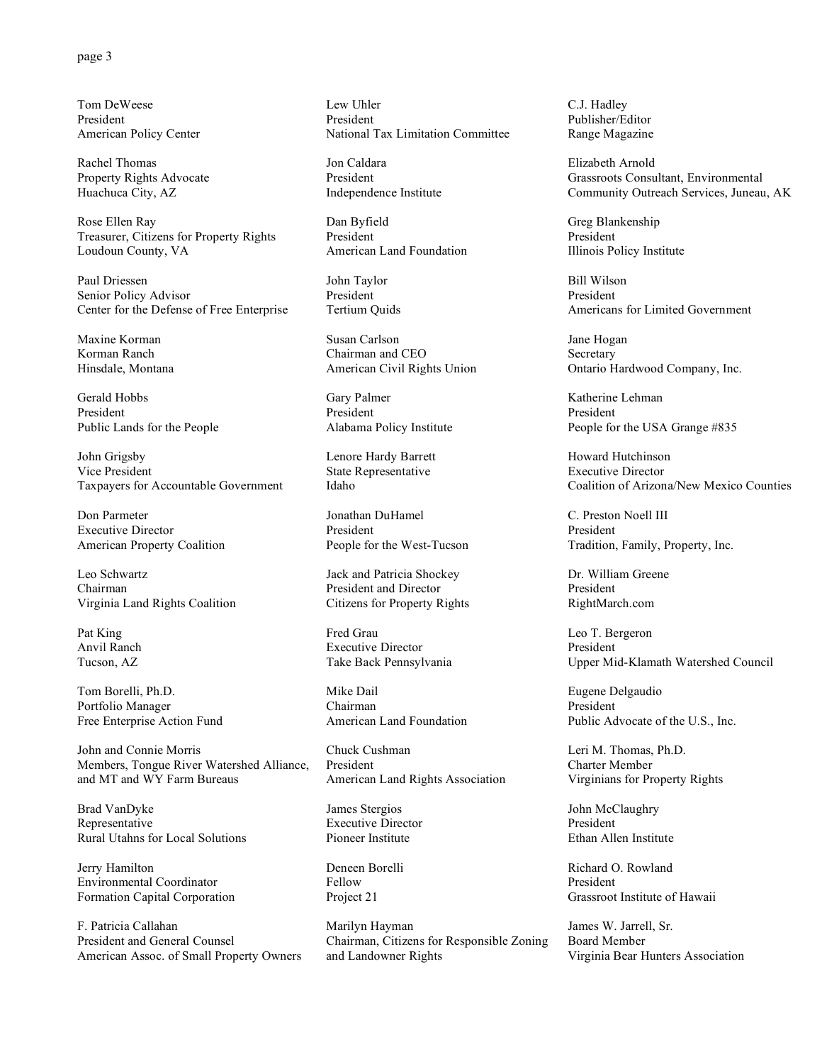Tom DeWeese
President
American Policy Center

Rachel Thomas
Property Rights Advocate
Huachuca City, AZ

Rose Ellen Ray
Treasurer, Citizens for Property Rights
Loudoun County, VA

Paul Driessen
Senior Policy Advisor
Center for the Defense of Free Enterprise

Maxine Korman
Korman Ranch
Hinsdale, Montana

Gerald Hobbs
President
Public Lands for the People

John Grigsby
Vice President
Taxpayers for Accountable Government

Don Parmeter
Executive Director
American Property Coalition

Leo Schwartz
Chairman
Virginia Land Rights Coalition

Pat King
Anvil Ranch
Tucson, AZ

Tom Borelli, Ph.D.
Portfolio Manager
Free Enterprise Action Fund

John and Connie Morris
Members, Tongue River Watershed Alliance, and MT and WY Farm Bureaus

Brad VanDyke
Representative
Rural Utahns for Local Solutions

Jerry Hamilton
Environmental Coordinator
Formation Capital Corporation

F. Patricia Callahan
President and General Counsel
American Assoc. of Small Property Owners

Lew Uhler
President
National Tax Limitation Committee

Jon Caldara
President
Independence Institute

Dan Byfield
President
American Land Foundation

John Taylor
President
Tertium Quids

Susan Carlson
Chairman and CEO
American Civil Rights Union

Gary Palmer
President
Alabama Policy Institute

Lenore Hardy Barrett
State Representative
Idaho

Jonathan DuHamel
President
People for the West-Tucson

Jack and Patricia Shockey
President and Director
Citizens for Property Rights

Fred Grau
Executive Director
Take Back Pennsylvania

Mike Dail
Chairman
American Land Foundation

Chuck Cushman
President
American Land Rights Association

James Stergios
Executive Director
Pioneer Institute

Deneen Borelli
Fellow
Project 21

Marilyn Hayman
Chairman, Citizens for Responsible Zoning and Landowner Rights

C.J. Hadley
Publisher/Editor
Range Magazine

Elizabeth Arnold
Grassroots Consultant, Environmental Community Outreach Services, Juneau, AK

Greg Blankenship
President
Illinois Policy Institute

Bill Wilson
President
Americans for Limited Government

Jane Hogan
Secretary
Ontario Hardwood Company, Inc.

Katherine Lehman
President
People for the USA Grange #835

Howard Hutchinson
Executive Director
Coalition of Arizona/New Mexico Counties

C. Preston Noell III
President
Tradition, Family, Property, Inc.

Dr. William Greene
President
RightMarch.com

Leo T. Bergeron
President
Upper Mid-Klamath Watershed Council

Eugene Delgaudio
President
Public Advocate of the U.S., Inc.

Leri M. Thomas, Ph.D.
Charter Member
Virginians for Property Rights

John McClaughry
President
Ethan Allen Institute

Richard O. Rowland
President
Grassroot Institute of Hawaii

James W. Jarrell, Sr.
Board Member
Virginia Bear Hunters Association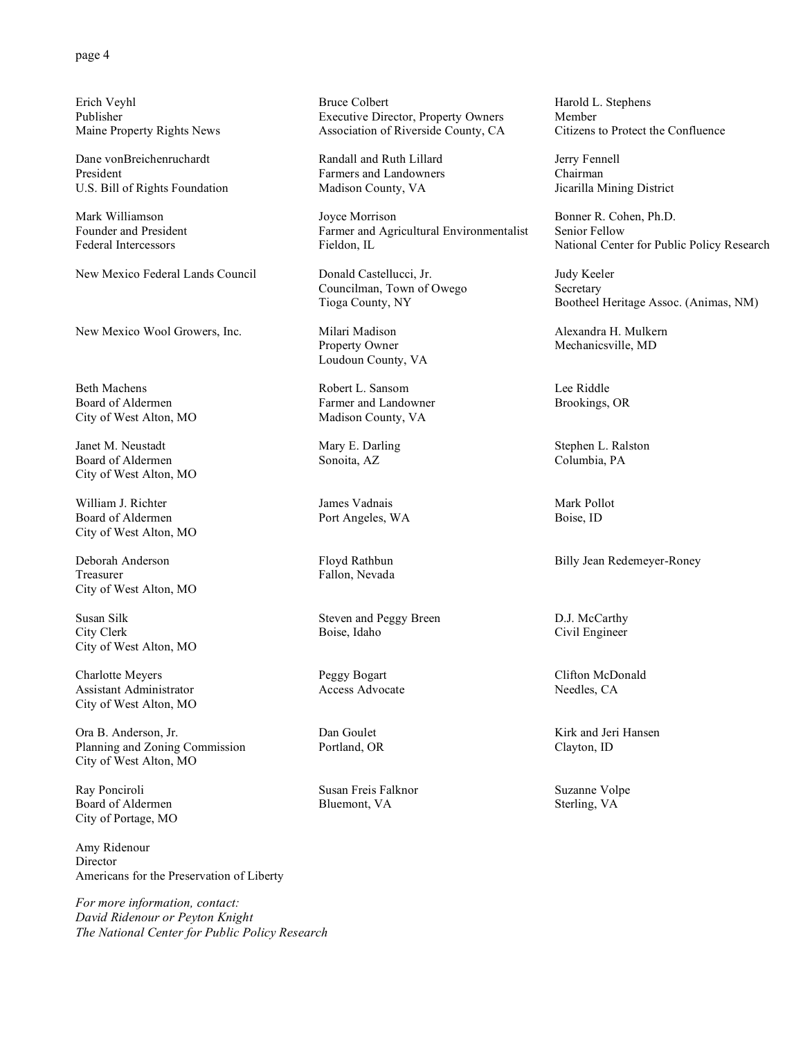Erich Veyhl
Publisher
Maine Property Rights News

Dane vonBreichenruchardt
President
U.S. Bill of Rights Foundation

Mark Williamson
Founder and President
Federal Intercessors

New Mexico Federal Lands Council

New Mexico Wool Growers, Inc.

Beth Machens
Board of Aldermen
City of West Alton, MO

Janet M. Neustadt
Board of Aldermen
City of West Alton, MO

William J. Richter
Board of Aldermen
City of West Alton, MO

Deborah Anderson
Treasurer
City of West Alton, MO

Susan Silk
City Clerk
City of West Alton, MO

Charlotte Meyers
Assistant Administrator
City of West Alton, MO

Ora B. Anderson, Jr.
Planning and Zoning Commission
City of West Alton, MO

Ray Ponciroli
Board of Aldermen
City of Portage, MO

Amy Ridenour
Director
Americans for the Preservation of Liberty

Bruce Colbert
Executive Director, Property Owners
Association of Riverside County, CA

Randall and Ruth Lillard
Farmers and Landowners
Madison County, VA

Joyce Morrison
Farmer and Agricultural Environmentalist
Fieldon, IL

Donald Castellucci, Jr.
Councilman, Town of Owego
Tioga County, NY

Milari Madison
Property Owner
Loudoun County, VA

Robert L. Sansom
Farmer and Landowner
Madison County, VA

Mary E. Darling
Sonoita, AZ

James Vadnais
Port Angeles, WA

Floyd Rathbun
Fallon, Nevada

Steven and Peggy Breen
Boise, Idaho

Peggy Bogart
Access Advocate

Dan Goulet
Portland, OR

Susan Freis Falknor
Bluemont, VA

Harold L. Stephens
Member
Citizens to Protect the Confluence

Jerry Fennell
Chairman
Jicarilla Mining District

Bonner R. Cohen, Ph.D.
Senior Fellow
National Center for Public Policy Research

Judy Keeler
Secretary
Bootheel Heritage Assoc. (Animas, NM)

Alexandra H. Mulkern
Mechanicsville, MD

Lee Riddle
Brookings, OR

Stephen L. Ralston
Columbia, PA

Mark Pollot
Boise, ID

Billy Jean Redemeyer-Roney

D.J. McCarthy
Civil Engineer

Clifton McDonald
Needles, CA

Kirk and Jeri Hansen
Clayton, ID

Suzanne Volpe
Sterling, VA

*For more information, contact:*
*David Ridenour or Peyton Knight*
*The National Center for Public Policy Research*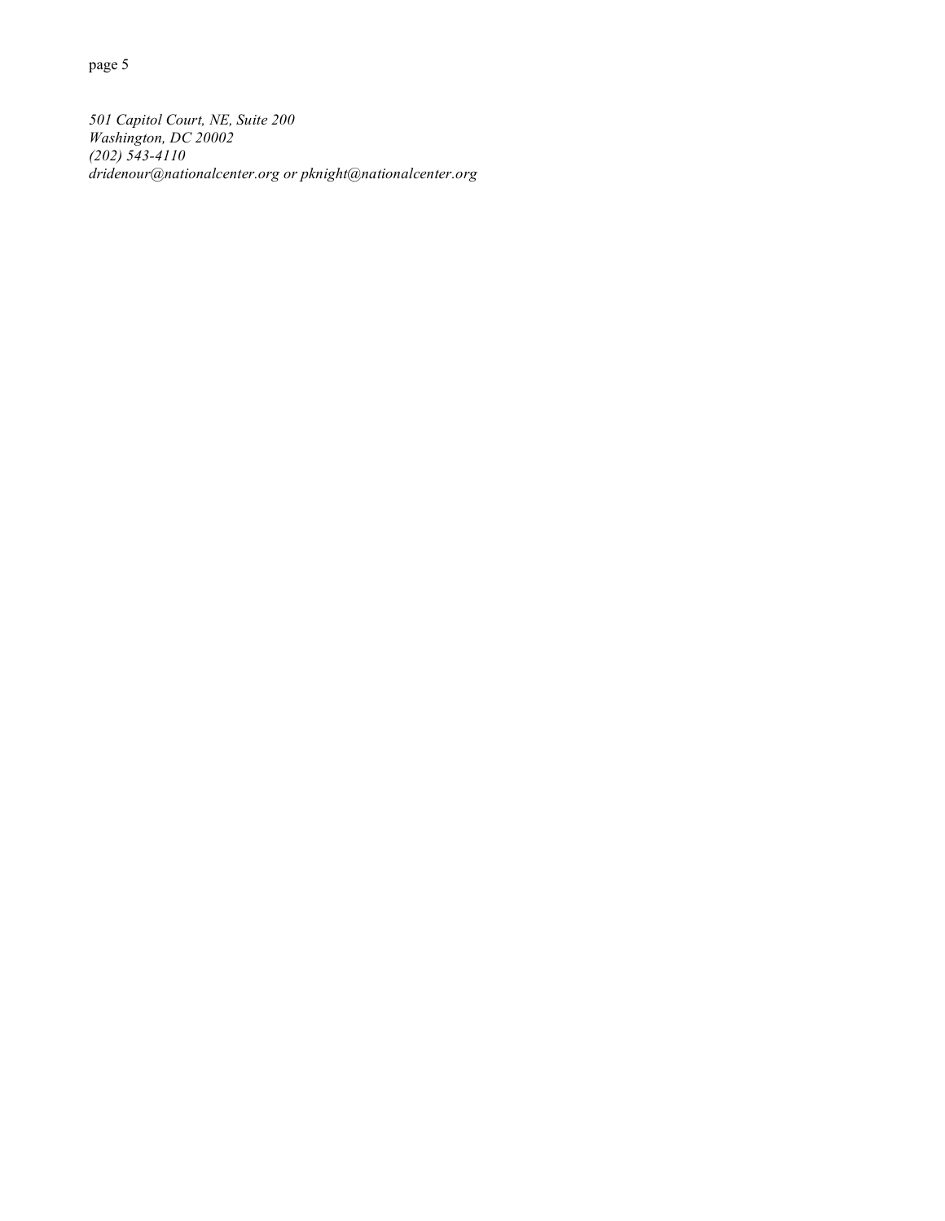*501 Capitol Court, NE, Suite 200*
*Washington, DC 20002*
*(202) 543-4110*
*dridenour@nationalcenter.org or pknight@nationalcenter.org*